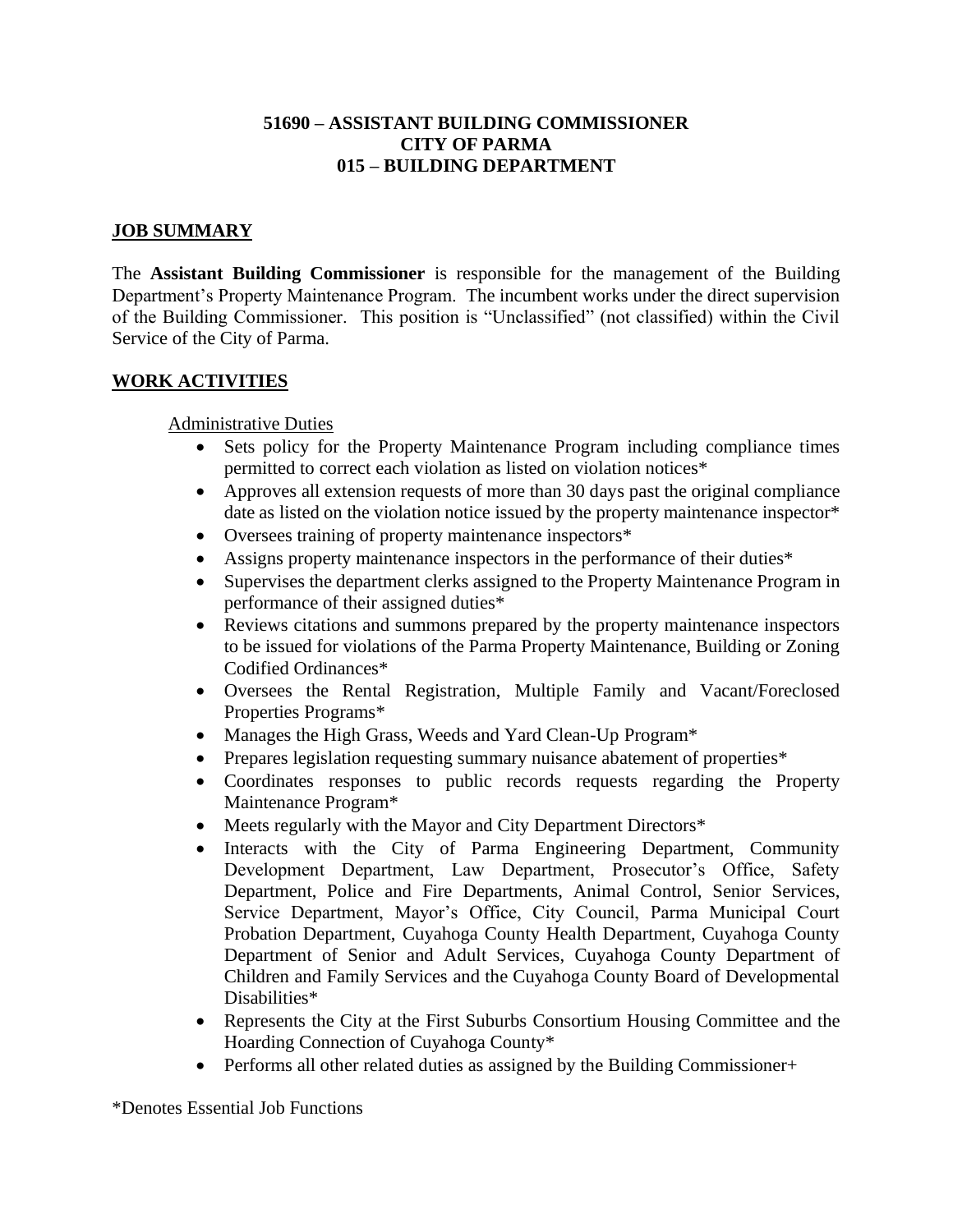# 51690 – ASSISTANT BUILDING COMMISSIONER
# CITY OF PARMA
# 015 – BUILDING DEPARTMENT

## JOB SUMMARY

The **Assistant Building Commissioner** is responsible for the management of the Building Department's Property Maintenance Program. The incumbent works under the direct supervision of the Building Commissioner. This position is "Unclassified" (not classified) within the Civil Service of the City of Parma.

## WORK ACTIVITIES

### Administrative Duties

- Sets policy for the Property Maintenance Program including compliance times permitted to correct each violation as listed on violation notices*
- Approves all extension requests of more than 30 days past the original compliance date as listed on the violation notice issued by the property maintenance inspector*
- Oversees training of property maintenance inspectors*
- Assigns property maintenance inspectors in the performance of their duties*
- Supervises the department clerks assigned to the Property Maintenance Program in performance of their assigned duties*
- Reviews citations and summons prepared by the property maintenance inspectors to be issued for violations of the Parma Property Maintenance, Building or Zoning Codified Ordinances*
- Oversees the Rental Registration, Multiple Family and Vacant/Foreclosed Properties Programs*
- Manages the High Grass, Weeds and Yard Clean-Up Program*
- Prepares legislation requesting summary nuisance abatement of properties*
- Coordinates responses to public records requests regarding the Property Maintenance Program*
- Meets regularly with the Mayor and City Department Directors*
- Interacts with the City of Parma Engineering Department, Community Development Department, Law Department, Prosecutor's Office, Safety Department, Police and Fire Departments, Animal Control, Senior Services, Service Department, Mayor's Office, City Council, Parma Municipal Court Probation Department, Cuyahoga County Health Department, Cuyahoga County Department of Senior and Adult Services, Cuyahoga County Department of Children and Family Services and the Cuyahoga County Board of Developmental Disabilities*
- Represents the City at the First Suburbs Consortium Housing Committee and the Hoarding Connection of Cuyahoga County*
- Performs all other related duties as assigned by the Building Commissioner+

*Denotes Essential Job Functions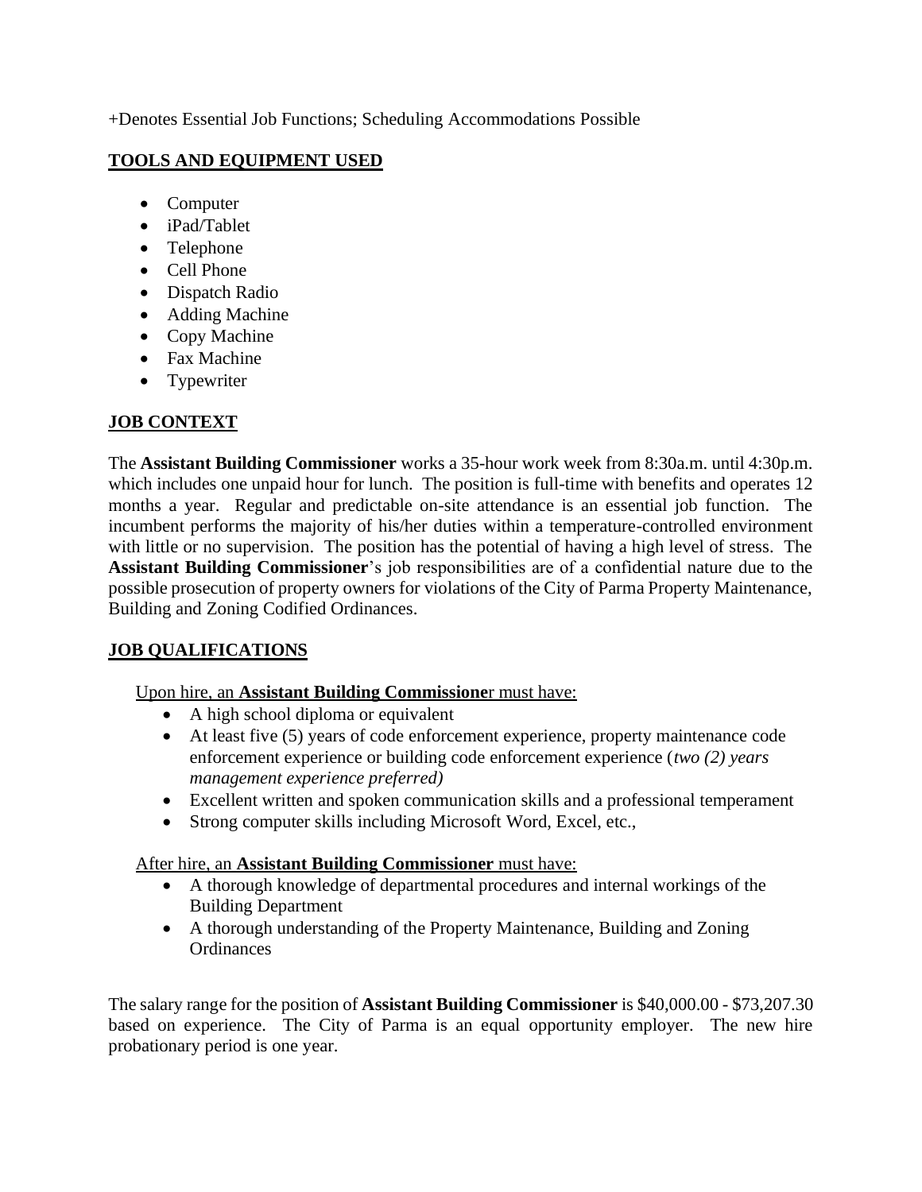+Denotes Essential Job Functions; Scheduling Accommodations Possible

## TOOLS AND EQUIPMENT USED

- Computer
- iPad/Tablet
- Telephone
- Cell Phone
- Dispatch Radio
- Adding Machine
- Copy Machine
- Fax Machine
- Typewriter

## JOB CONTEXT

The **Assistant Building Commissioner** works a 35-hour work week from 8:30a.m. until 4:30p.m. which includes one unpaid hour for lunch. The position is full-time with benefits and operates 12 months a year. Regular and predictable on-site attendance is an essential job function. The incumbent performs the majority of his/her duties within a temperature-controlled environment with little or no supervision. The position has the potential of having a high level of stress. The **Assistant Building Commissioner**'s job responsibilities are of a confidential nature due to the possible prosecution of property owners for violations of the City of Parma Property Maintenance, Building and Zoning Codified Ordinances.

## JOB QUALIFICATIONS

Upon hire, an **Assistant Building Commissione**r must have:

- A high school diploma or equivalent
- At least five (5) years of code enforcement experience, property maintenance code enforcement experience or building code enforcement experience (*two (2) years management experience preferred)*
- Excellent written and spoken communication skills and a professional temperament
- Strong computer skills including Microsoft Word, Excel, etc.,

After hire, an **Assistant Building Commissioner** must have:

- A thorough knowledge of departmental procedures and internal workings of the Building Department
- A thorough understanding of the Property Maintenance, Building and Zoning Ordinances

The salary range for the position of **Assistant Building Commissioner** is $40,000.00 - $73,207.30 based on experience. The City of Parma is an equal opportunity employer. The new hire probationary period is one year.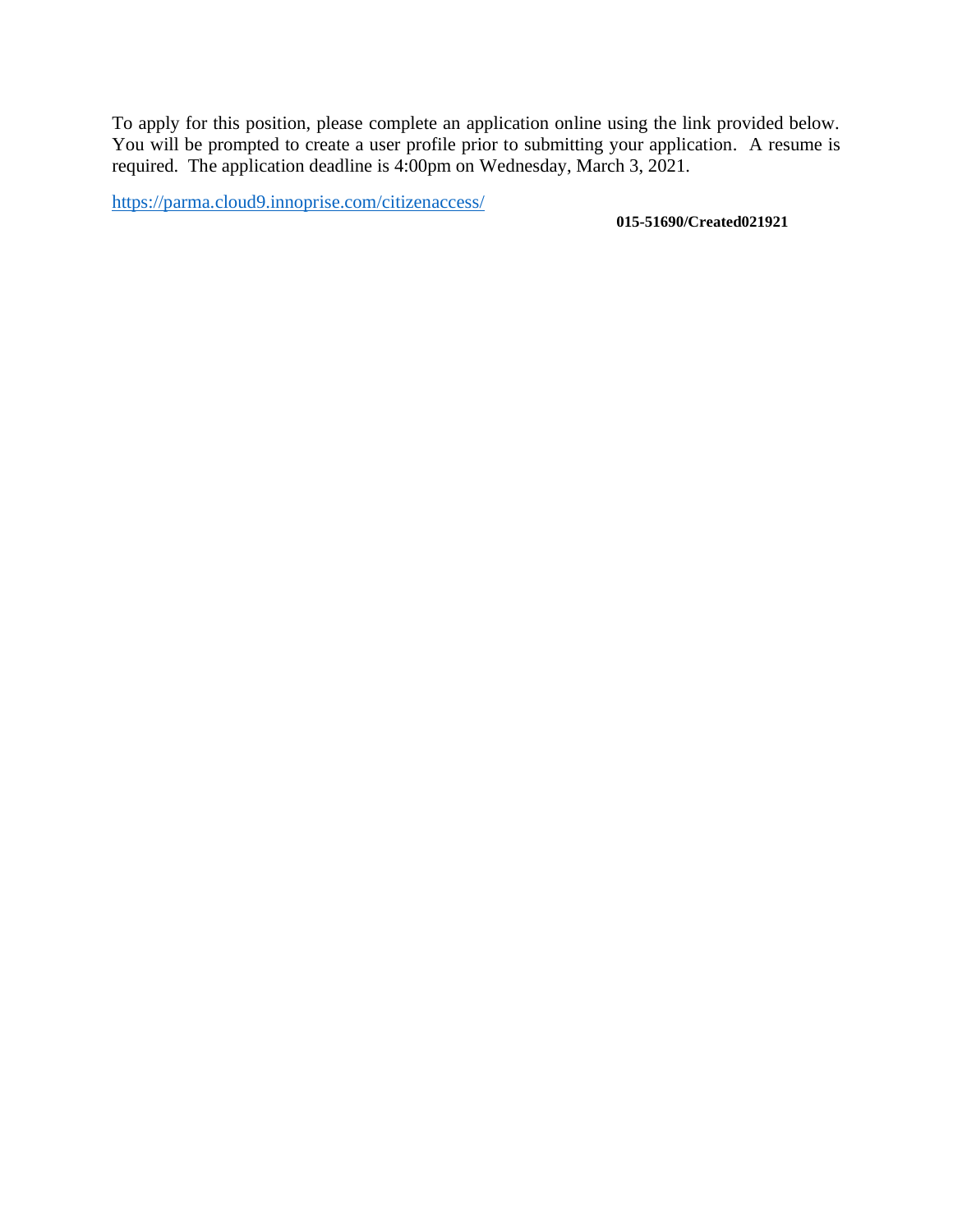To apply for this position, please complete an application online using the link provided below. You will be prompted to create a user profile prior to submitting your application. A resume is required. The application deadline is 4:00pm on Wednesday, March 3, 2021.

https://parma.cloud9.innoprise.com/citizenaccess/

**015-51690/Created021921**